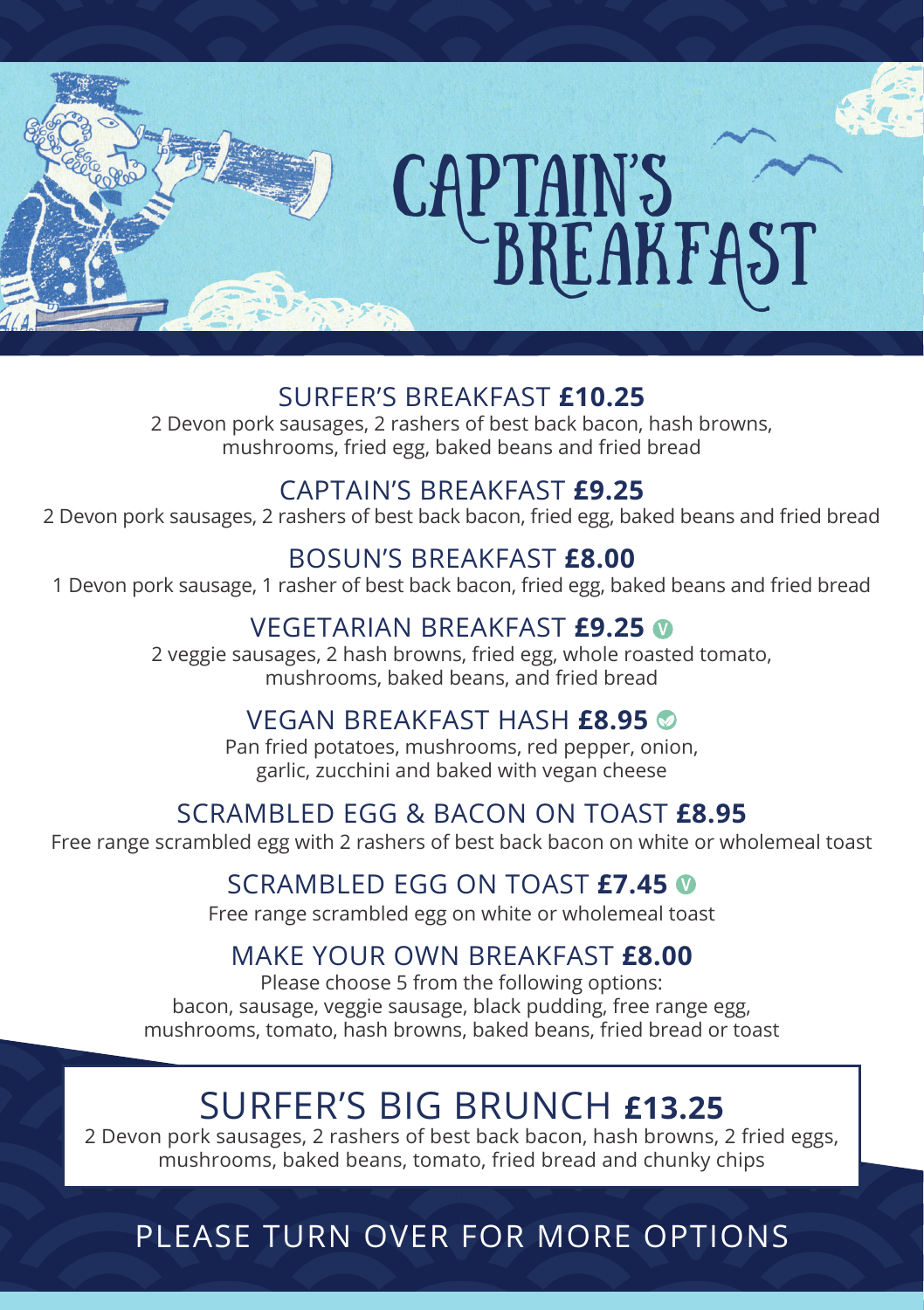# CAPTAIN'S BREAKFAST

## SURFER'S BREAKFAST **£10.25**

2 Devon pork sausages, 2 rashers of best back bacon, hash browns, mushrooms, fried egg, baked beans and fried bread

## CAPTAIN'S BREAKFAST **£9.25**

2 Devon pork sausages, 2 rashers of best back bacon, fried egg, baked beans and fried bread

## BOSUN'S BREAKFAST **£8.00**

1 Devon pork sausage, 1 rasher of best back bacon, fried egg, baked beans and fried bread

## VEGETARIAN BREAKFAST **£9.25** (V)

2 veggie sausages, 2 hash browns, fried egg, whole roasted tomato, mushrooms, baked beans, and fried bread

## VEGAN BREAKFAST HASH **£8.95**

Pan fried potatoes, mushrooms, red pepper, onion, garlic, zucchini and baked with vegan cheese

## SCRAMBLED EGG & BACON ON TOAST **£8.95**

Free range scrambled egg with 2 rashers of best back bacon on white or wholemeal toast

## SCRAMBLED EGG ON TOAST **£7.45** (V)

Free range scrambled egg on white or wholemeal toast

## MAKE YOUR OWN BREAKFAST **£8.00**

Please choose 5 from the following options:
bacon, sausage, veggie sausage, black pudding, free range egg, mushrooms, tomato, hash browns, baked beans, fried bread or toast

## SURFER'S BIG BRUNCH **£13.25**

2 Devon pork sausages, 2 rashers of best back bacon, hash browns, 2 fried eggs, mushrooms, baked beans, tomato, fried bread and chunky chips

PLEASE TURN OVER FOR MORE OPTIONS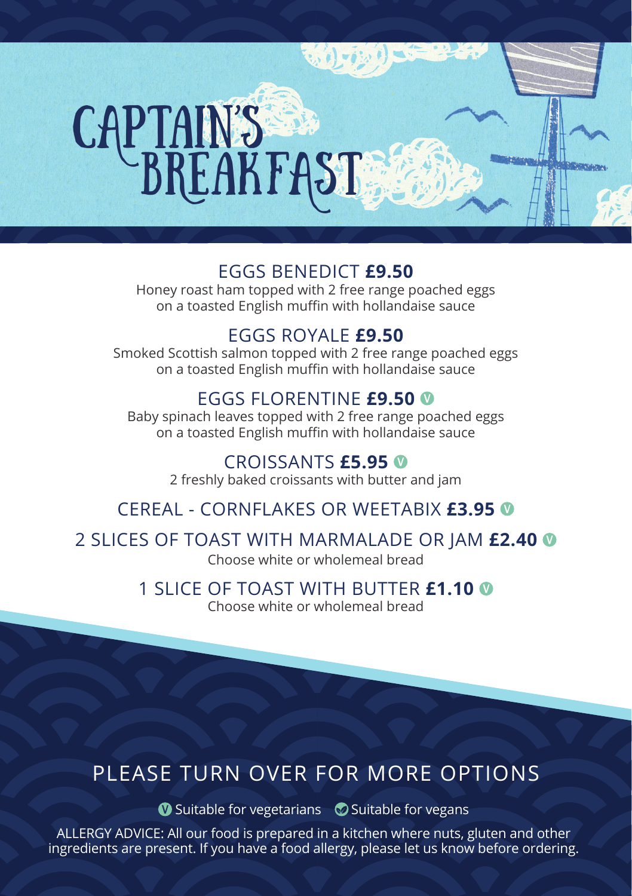# CAPTAIN'S BREAKFAST

## EGGS BENEDICT **£9.50**

Honey roast ham topped with 2 free range poached eggs on a toasted English muffin with hollandaise sauce

## EGGS ROYALE **£9.50**

Smoked Scottish salmon topped with 2 free range poached eggs on a toasted English muffin with hollandaise sauce

## EGGS FLORENTINE **£9.50** (V)

Baby spinach leaves topped with 2 free range poached eggs on a toasted English muffin with hollandaise sauce

## CROISSANTS **£5.95** (V)

2 freshly baked croissants with butter and jam

## CEREAL - CORNFLAKES OR WEETABIX **£3.95** (V)

## 2 SLICES OF TOAST WITH MARMALADE OR JAM **£2.40** (V)

Choose white or wholemeal bread

## 1 SLICE OF TOAST WITH BUTTER **£1.10** (V)

Choose white or wholemeal bread

PLEASE TURN OVER FOR MORE OPTIONS

(V) Suitable for vegetarians (Vegan) Suitable for vegans

ALLERGY ADVICE: All our food is prepared in a kitchen where nuts, gluten and other ingredients are present. If you have a food allergy, please let us know before ordering.